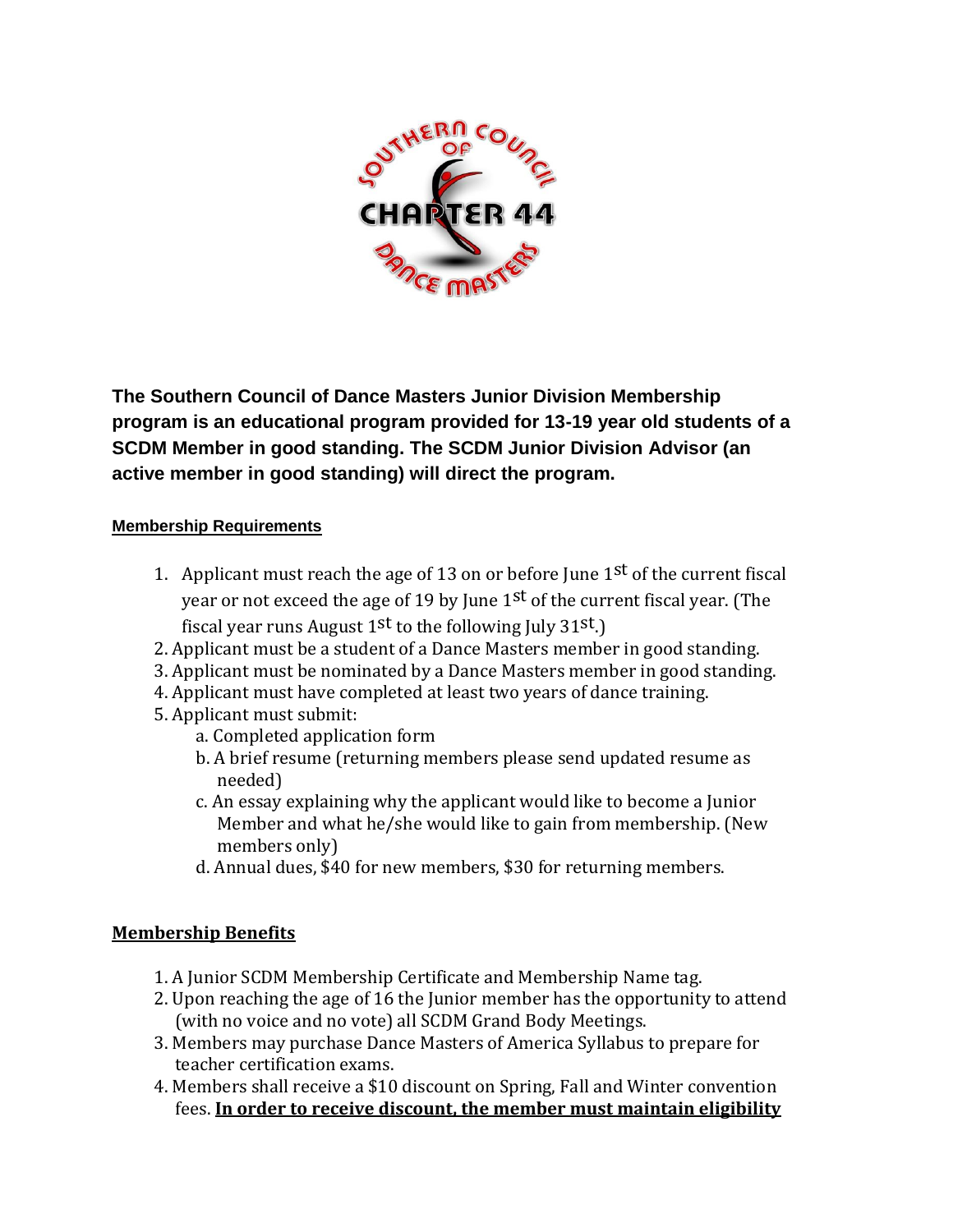**The Southern Council of Dance Masters Junior Division Membership program is an educational program provided for 13-19 year old students of a SCDM Member in good standing. The SCDM Junior Division Advisor (an active member in good standing) will direct the program.**

## Membership Requirements

1. Applicant must reach the age of 13 on or before June 1st of the current fiscal year or not exceed the age of 19 by June 1st of the current fiscal year. (The fiscal year runs August 1st to the following July 31st.)
2. Applicant must be a student of a Dance Masters member in good standing.
3. Applicant must be nominated by a Dance Masters member in good standing.
4. Applicant must have completed at least two years of dance training.
5. Applicant must submit:
   a. Completed application form
   b. A brief resume (returning members please send updated resume as needed)
   c. An essay explaining why the applicant would like to become a Junior Member and what he/she would like to gain from membership. (New members only)
   d. Annual dues, $40 for new members, $30 for returning members.

## Membership Benefits

1. A Junior SCDM Membership Certificate and Membership Name tag.
2. Upon reaching the age of 16 the Junior member has the opportunity to attend (with no voice and no vote) all SCDM Grand Body Meetings.
3. Members may purchase Dance Masters of America Syllabus to prepare for teacher certification exams.
4. Members shall receive a $10 discount on Spring, Fall and Winter convention fees. **In order to receive discount, the member must maintain eligibility**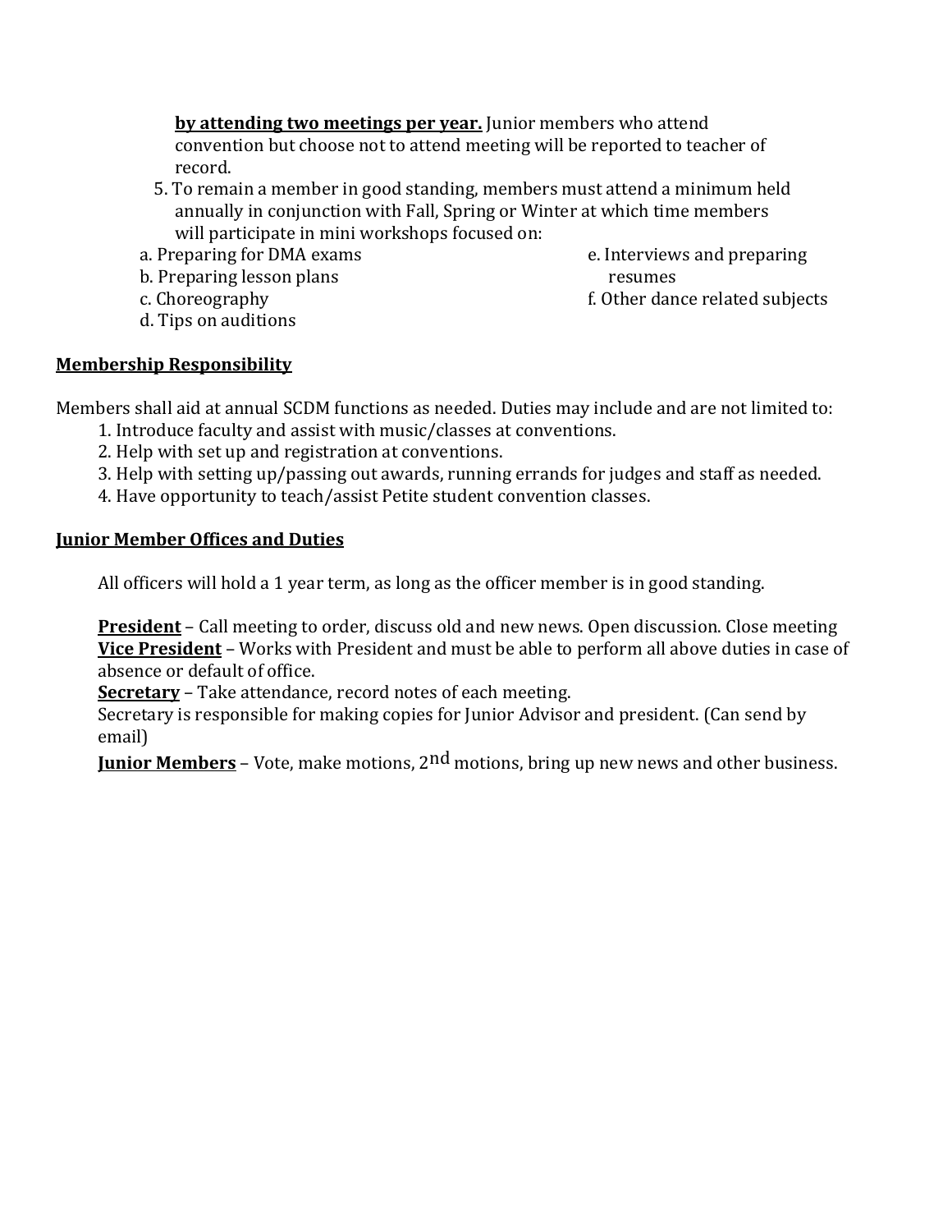**by attending two meetings per year.** Junior members who attend convention but choose not to attend meeting will be reported to teacher of record.

5. To remain a member in good standing, members must attend a minimum held annually in conjunction with Fall, Spring or Winter at which time members will participate in mini workshops focused on:
   a. Preparing for DMA exams
   b. Preparing lesson plans
   c. Choreography
   d. Tips on auditions
   e. Interviews and preparing resumes
   f. Other dance related subjects

**Membership Responsibility**

Members shall aid at annual SCDM functions as needed. Duties may include and are not limited to:

1. Introduce faculty and assist with music/classes at conventions.
2. Help with set up and registration at conventions.
3. Help with setting up/passing out awards, running errands for judges and staff as needed.
4. Have opportunity to teach/assist Petite student convention classes.

**Junior Member Offices and Duties**

All officers will hold a 1 year term, as long as the officer member is in good standing.

**President** – Call meeting to order, discuss old and new news. Open discussion. Close meeting
**Vice President** – Works with President and must be able to perform all above duties in case of absence or default of office.
**Secretary** – Take attendance, record notes of each meeting.
Secretary is responsible for making copies for Junior Advisor and president. (Can send by email)
**Junior Members** – Vote, make motions, 2nd motions, bring up new news and other business.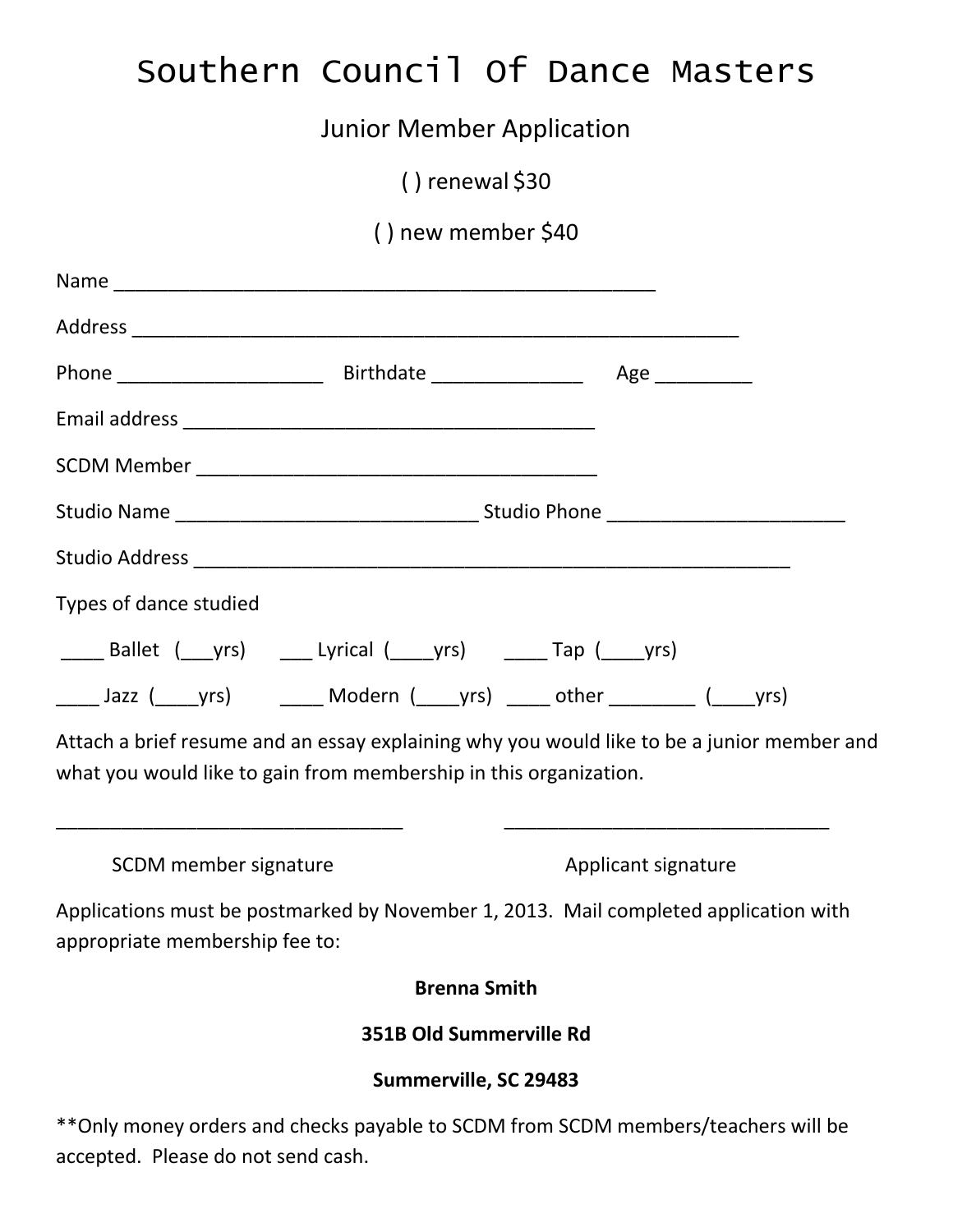# Southern Council Of Dance Masters

## Junior Member Application

( ) renewal $30

( ) new member $40

Name ___________________________________________________

Address ________________________________________________________

Phone ___________________ Birthdate ______________ Age _________

Email address _______________________________________

SCDM Member _____________________________________

Studio Name ____________________________ Studio Phone ______________________

Studio Address ________________________________________________________

Types of dance studied

____ Ballet (___yrs) ___ Lyrical (____yrs) ____ Tap (____yrs)

____ Jazz (____yrs) ____ Modern (____yrs) ____ other ________ (____yrs)

Attach a brief resume and an essay explaining why you would like to be a junior member and what you would like to gain from membership in this organization.

_________________________________ _______________________________

SCDM member signature Applicant signature

Applications must be postmarked by November 1, 2013. Mail completed application with appropriate membership fee to:

**Brenna Smith**

**351B Old Summerville Rd**

**Summerville, SC 29483**

**Only money orders and checks payable to SCDM from SCDM members/teachers will be accepted. Please do not send cash.